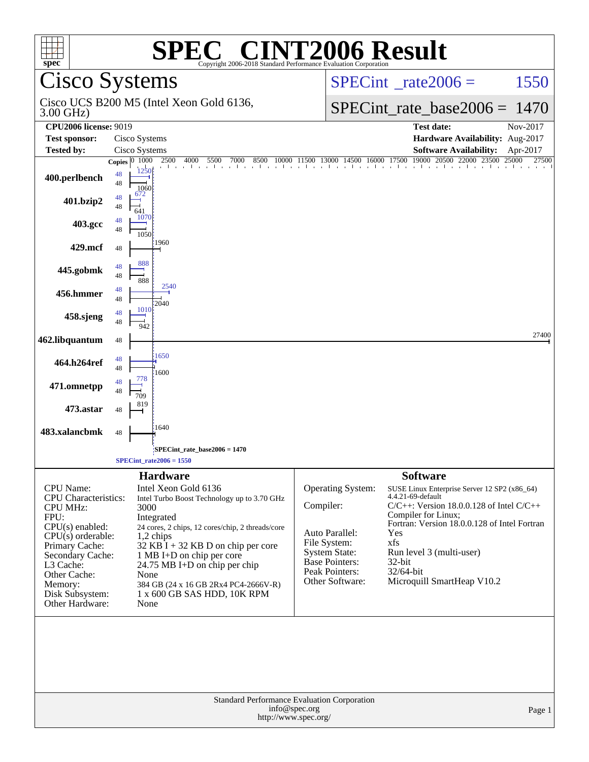# SPEC CINT2006 Result

Copyright 2006-2018 Standard Performance Evaluation Corporation

## Cisco Systems

Cisco UCS B200 M5 (Intel Xeon Gold 6136, 3.00 GHz)

SPECint_rate2006 = 1550

SPECint_rate_base2006 = 1470

| | | | |
|---|---|---|---|
| **CPU2006 license:** 9019 | | **Test date:** | Nov-2017 |
| **Test sponsor:** | Cisco Systems | **Hardware Availability:** | Aug-2017 |
| **Tested by:** | Cisco Systems | **Software Availability:** | Apr-2017 |

| Benchmark | Copies | Peak | Base |
|---|---|---|---|
| 400.perlbench | 48 | 1250 | 1060 |
| 401.bzip2 | 48 | 672 | 641 |
| 403.gcc | 48 | 1070 | 1050 |
| 429.mcf | 48 | | 1960 |
| 445.gobmk | 48 | 888 | 888 |
| 456.hmmer | 48 | 2540 | 2040 |
| 458.sjeng | 48 | 1010 | 942 |
| 462.libquantum | 48 | | 27400 |
| 464.h264ref | 48 | 1650 | 1600 |
| 471.omnetpp | 48 | 778 | 709 |
| 473.astar | 48 | | 819 |
| 483.xalancbmk | 48 | | 1640 |

SPECint_rate_base2006 = 1470

SPECint_rate2006 = 1550

## Hardware

| | |
|---|---|
| CPU Name: | Intel Xeon Gold 6136 |
| CPU Characteristics: | Intel Turbo Boost Technology up to 3.70 GHz |
| CPU MHz: | 3000 |
| FPU: | Integrated |
| CPU(s) enabled: | 24 cores, 2 chips, 12 cores/chip, 2 threads/core |
| CPU(s) orderable: | 1,2 chips |
| Primary Cache: | 32 KB I + 32 KB D on chip per core |
| Secondary Cache: | 1 MB I+D on chip per core |
| L3 Cache: | 24.75 MB I+D on chip per chip |
| Other Cache: | None |
| Memory: | 384 GB (24 x 16 GB 2Rx4 PC4-2666V-R) |
| Disk Subsystem: | 1 x 600 GB SAS HDD, 10K RPM |
| Other Hardware: | None |

## Software

| | |
|---|---|
| Operating System: | SUSE Linux Enterprise Server 12 SP2 (x86_64) 4.4.21-69-default |
| Compiler: | C/C++: Version 18.0.0.128 of Intel C/C++ Compiler for Linux; Fortran: Version 18.0.0.128 of Intel Fortran |
| Auto Parallel: | Yes |
| File System: | xfs |
| System State: | Run level 3 (multi-user) |
| Base Pointers: | 32-bit |
| Peak Pointers: | 32/64-bit |
| Other Software: | Microquill SmartHeap V10.2 |

Standard Performance Evaluation Corporation
info@spec.org
http://www.spec.org/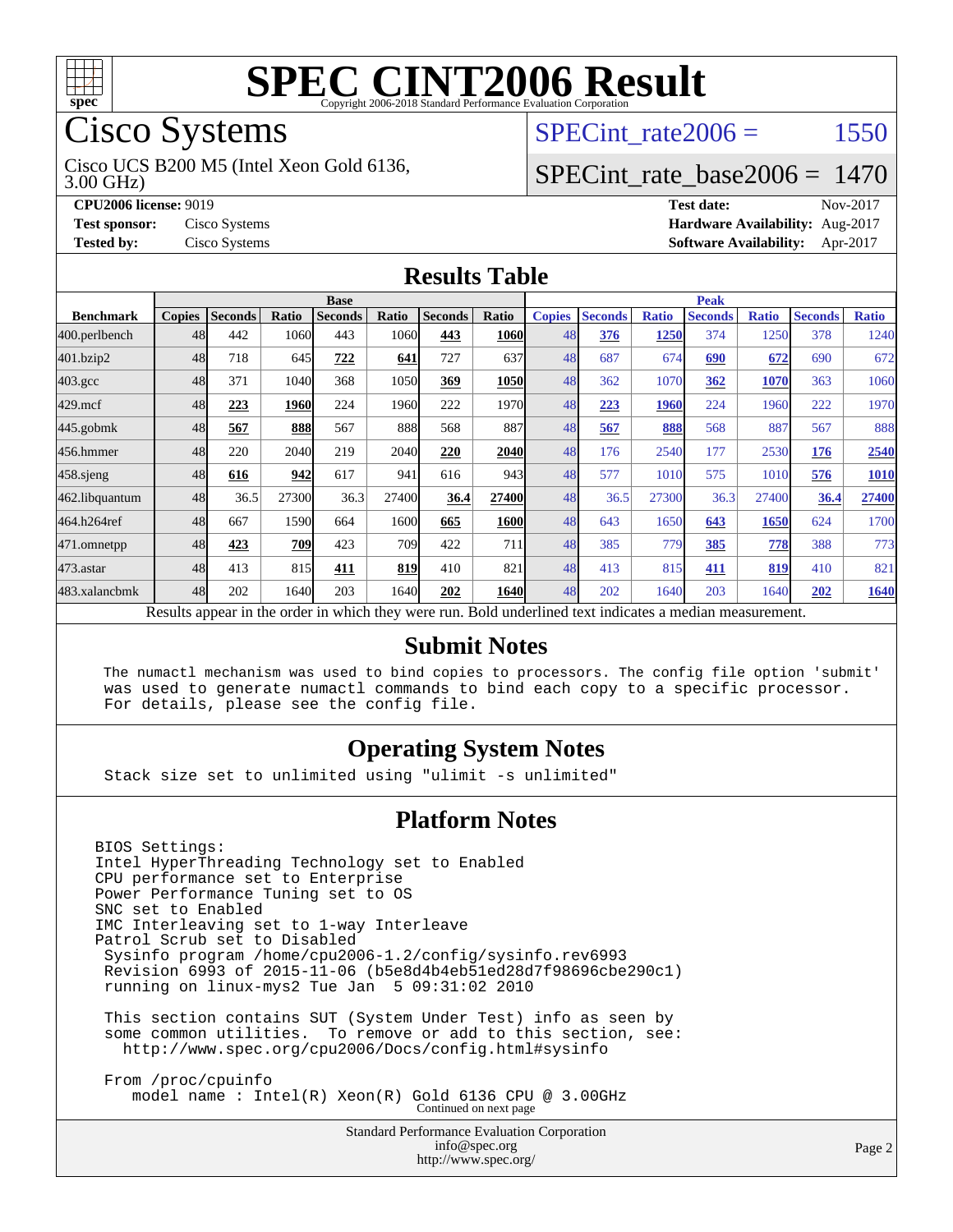# SPEC CINT2006 Result

Copyright 2006-2018 Standard Performance Evaluation Corporation

## Cisco Systems

Cisco UCS B200 M5 (Intel Xeon Gold 6136, 3.00 GHz)

SPECint_rate2006 = 1550

SPECint_rate_base2006 = 1470

**CPU2006 license:** 9019
**Test sponsor:** Cisco Systems
**Tested by:** Cisco Systems

**Test date:** Nov-2017
**Hardware Availability:** Aug-2017
**Software Availability:** Apr-2017

## Results Table

| | Base | | | | | | | Peak | | | | | | |
|---|---|---|---|---|---|---|---|---|---|---|---|---|---|---|
| **Benchmark** | **Copies** | **Seconds** | **Ratio** | **Seconds** | **Ratio** | **Seconds** | **Ratio** | **Copies** | **Seconds** | **Ratio** | **Seconds** | **Ratio** | **Seconds** | **Ratio** |
| 400.perlbench | 48 | 442 | 1060 | 443 | 1060 | **443** | **1060** | 48 | **376** | **1250** | 374 | 1250 | 378 | 1240 |
| 401.bzip2 | 48 | 718 | 645 | **722** | **641** | 727 | 637 | 48 | 687 | 674 | **690** | **672** | 690 | 672 |
| 403.gcc | 48 | 371 | 1040 | 368 | 1050 | **369** | **1050** | 48 | 362 | 1070 | **362** | **1070** | 363 | 1060 |
| 429.mcf | 48 | **223** | **1960** | 224 | 1960 | 222 | 1970 | 48 | **223** | **1960** | 224 | 1960 | 222 | 1970 |
| 445.gobmk | 48 | **567** | **888** | 567 | 888 | 568 | 887 | 48 | **567** | **888** | 568 | 887 | 567 | 888 |
| 456.hmmer | 48 | 220 | 2040 | 219 | 2040 | **220** | **2040** | 48 | 176 | 2540 | 177 | 2530 | **176** | **2540** |
| 458.sjeng | 48 | **616** | **942** | 617 | 941 | 616 | 943 | 48 | 577 | 1010 | 575 | 1010 | **576** | **1010** |
| 462.libquantum | 48 | 36.5 | 27300 | 36.3 | 27400 | **36.4** | **27400** | 48 | 36.5 | 27300 | 36.3 | 27400 | **36.4** | **27400** |
| 464.h264ref | 48 | 667 | 1590 | 664 | 1600 | **665** | **1600** | 48 | 643 | 1650 | **643** | **1650** | 624 | 1700 |
| 471.omnetpp | 48 | **423** | **709** | 423 | 709 | 422 | 711 | 48 | 385 | 779 | **385** | **778** | 388 | 773 |
| 473.astar | 48 | 413 | 815 | **411** | **819** | 410 | 821 | 48 | 413 | 815 | **411** | **819** | 410 | 821 |
| 483.xalancbmk | 48 | 202 | 1640 | 203 | 1640 | **202** | **1640** | 48 | 202 | 1640 | 203 | 1640 | **202** | **1640** |

Results appear in the order in which they were run. Bold underlined text indicates a median measurement.

## Submit Notes

```
The numactl mechanism was used to bind copies to processors. The config file option 'submit'
was used to generate numactl commands to bind each copy to a specific processor.
For details, please see the config file.
```

## Operating System Notes

```
Stack size set to unlimited using "ulimit -s unlimited"
```

## Platform Notes

```
BIOS Settings:
Intel HyperThreading Technology set to Enabled
CPU performance set to Enterprise
Power Performance Tuning set to OS
SNC set to Enabled
IMC Interleaving set to 1-way Interleave
Patrol Scrub set to Disabled
 Sysinfo program /home/cpu2006-1.2/config/sysinfo.rev6993
 Revision 6993 of 2015-11-06 (b5e8d4b4eb51ed28d7f98696cbe290c1)
 running on linux-mys2 Tue Jan  5 09:31:02 2010

 This section contains SUT (System Under Test) info as seen by
 some common utilities.  To remove or add to this section, see:
   http://www.spec.org/cpu2006/Docs/config.html#sysinfo

 From /proc/cpuinfo
    model name : Intel(R) Xeon(R) Gold 6136 CPU @ 3.00GHz
```

Continued on next page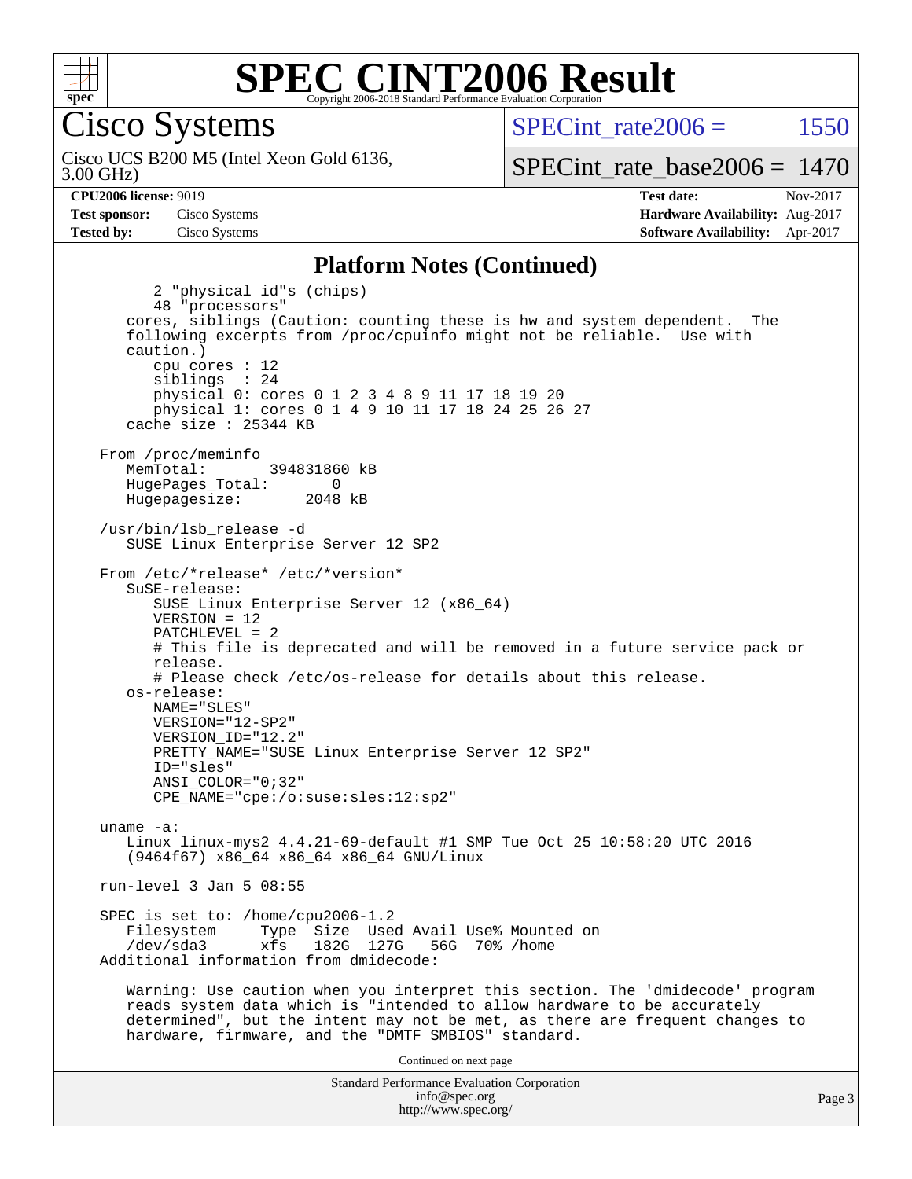# SPEC CINT2006 Result

Copyright 2006-2018 Standard Performance Evaluation Corporation

## Cisco Systems

Cisco UCS B200 M5 (Intel Xeon Gold 6136, 3.00 GHz)

SPECint_rate2006 = 1550

SPECint_rate_base2006 = 1470

**CPU2006 license:** 9019
**Test sponsor:** Cisco Systems
**Tested by:** Cisco Systems

**Test date:** Nov-2017
**Hardware Availability:** Aug-2017
**Software Availability:** Apr-2017

### Platform Notes (Continued)

```
        2 "physical id"s (chips)
        48 "processors"
    cores, siblings (Caution: counting these is hw and system dependent.  The
    following excerpts from /proc/cpuinfo might not be reliable.  Use with
    caution.)
        cpu cores : 12
        siblings  : 24
        physical 0: cores 0 1 2 3 4 8 9 11 17 18 19 20
        physical 1: cores 0 1 4 9 10 11 17 18 24 25 26 27
    cache size : 25344 KB

 From /proc/meminfo
    MemTotal:       394831860 kB
    HugePages_Total:       0
    Hugepagesize:       2048 kB

 /usr/bin/lsb_release -d
    SUSE Linux Enterprise Server 12 SP2

 From /etc/*release* /etc/*version*
    SuSE-release:
        SUSE Linux Enterprise Server 12 (x86_64)
        VERSION = 12
        PATCHLEVEL = 2
        # This file is deprecated and will be removed in a future service pack or
        release.
        # Please check /etc/os-release for details about this release.
    os-release:
        NAME="SLES"
        VERSION="12-SP2"
        VERSION_ID="12.2"
        PRETTY_NAME="SUSE Linux Enterprise Server 12 SP2"
        ID="sles"
        ANSI_COLOR="0;32"
        CPE_NAME="cpe:/o:suse:sles:12:sp2"

 uname -a:
    Linux linux-mys2 4.4.21-69-default #1 SMP Tue Oct 25 10:58:20 UTC 2016
    (9464f67) x86_64 x86_64 x86_64 GNU/Linux

 run-level 3 Jan 5 08:55

 SPEC is set to: /home/cpu2006-1.2
    Filesystem     Type  Size  Used Avail Use% Mounted on
    /dev/sda3      xfs   182G  127G   56G  70% /home
 Additional information from dmidecode:

    Warning: Use caution when you interpret this section. The 'dmidecode' program
    reads system data which is "intended to allow hardware to be accurately
    determined", but the intent may not be met, as there are frequent changes to
    hardware, firmware, and the "DMTF SMBIOS" standard.
```

Continued on next page

Standard Performance Evaluation Corporation
info@spec.org
http://www.spec.org/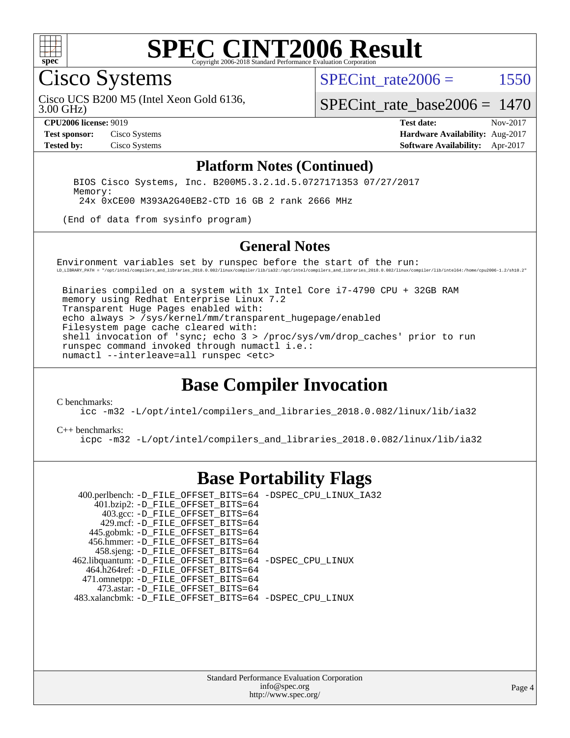# SPEC CINT2006 Result

Copyright 2006-2018 Standard Performance Evaluation Corporation

## Cisco Systems

Cisco UCS B200 M5 (Intel Xeon Gold 6136, 3.00 GHz)

SPECint_rate2006 = 1550

SPECint_rate_base2006 = 1470

**CPU2006 license:** 9019
**Test sponsor:** Cisco Systems
**Tested by:** Cisco Systems

**Test date:** Nov-2017
**Hardware Availability:** Aug-2017
**Software Availability:** Apr-2017

### Platform Notes (Continued)

```
BIOS Cisco Systems, Inc. B200M5.3.2.1d.5.0727171353 07/27/2017
Memory:
 24x 0xCE00 M393A2G40EB2-CTD 16 GB 2 rank 2666 MHz

(End of data from sysinfo program)
```

### General Notes

```
Environment variables set by runspec before the start of the run:
LD_LIBRARY_PATH = "/opt/intel/compilers_and_libraries_2018.0.082/linux/compiler/lib/ia32:/opt/intel/compilers_and_libraries_2018.0.082/linux/compiler/lib/intel64:/home/cpu2006-1.2/sh10.2"

 Binaries compiled on a system with 1x Intel Core i7-4790 CPU + 32GB RAM
 memory using Redhat Enterprise Linux 7.2
 Transparent Huge Pages enabled with:
 echo always > /sys/kernel/mm/transparent_hugepage/enabled
 Filesystem page cache cleared with:
 shell invocation of 'sync; echo 3 > /proc/sys/vm/drop_caches' prior to run
 runspec command invoked through numactl i.e.:
 numactl --interleave=all runspec <etc>
```

## Base Compiler Invocation

C benchmarks:
```
icc -m32 -L/opt/intel/compilers_and_libraries_2018.0.082/linux/lib/ia32
```

C++ benchmarks:
```
icpc -m32 -L/opt/intel/compilers_and_libraries_2018.0.082/linux/lib/ia32
```

## Base Portability Flags

| Benchmark | Flags |
|---|---|
| 400.perlbench: | -D_FILE_OFFSET_BITS=64 -DSPEC_CPU_LINUX_IA32 |
| 401.bzip2: | -D_FILE_OFFSET_BITS=64 |
| 403.gcc: | -D_FILE_OFFSET_BITS=64 |
| 429.mcf: | -D_FILE_OFFSET_BITS=64 |
| 445.gobmk: | -D_FILE_OFFSET_BITS=64 |
| 456.hmmer: | -D_FILE_OFFSET_BITS=64 |
| 458.sjeng: | -D_FILE_OFFSET_BITS=64 |
| 462.libquantum: | -D_FILE_OFFSET_BITS=64 -DSPEC_CPU_LINUX |
| 464.h264ref: | -D_FILE_OFFSET_BITS=64 |
| 471.omnetpp: | -D_FILE_OFFSET_BITS=64 |
| 473.astar: | -D_FILE_OFFSET_BITS=64 |
| 483.xalancbmk: | -D_FILE_OFFSET_BITS=64 -DSPEC_CPU_LINUX |

Standard Performance Evaluation Corporation
info@spec.org
http://www.spec.org/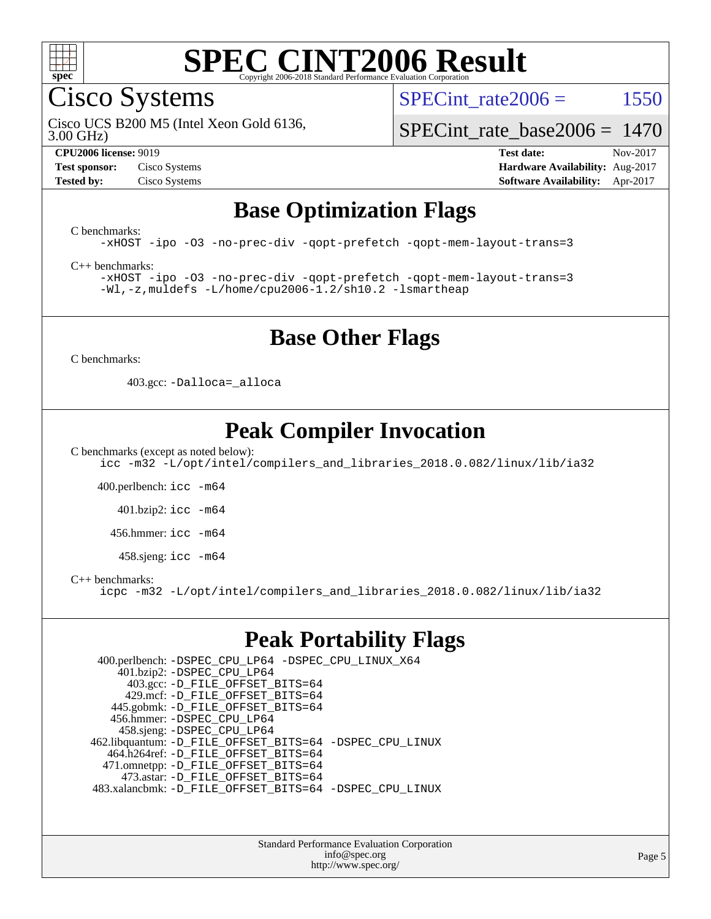# SPEC CINT2006 Result

Copyright 2006-2018 Standard Performance Evaluation Corporation

## Cisco Systems

Cisco UCS B200 M5 (Intel Xeon Gold 6136, 3.00 GHz)

SPECint_rate2006 = 1550

SPECint_rate_base2006 = 1470

| | | | |
|---|---|---|---|
| **CPU2006 license:** 9019 | | **Test date:** | Nov-2017 |
| **Test sponsor:** | Cisco Systems | **Hardware Availability:** | Aug-2017 |
| **Tested by:** | Cisco Systems | **Software Availability:** | Apr-2017 |

## Base Optimization Flags

C benchmarks:

```
-xHOST -ipo -O3 -no-prec-div -qopt-prefetch -qopt-mem-layout-trans=3
```

C++ benchmarks:

```
-xHOST -ipo -O3 -no-prec-div -qopt-prefetch -qopt-mem-layout-trans=3
-Wl,-z,muldefs -L/home/cpu2006-1.2/sh10.2 -lsmartheap
```

## Base Other Flags

C benchmarks:

403.gcc: `-Dalloca=_alloca`

## Peak Compiler Invocation

C benchmarks (except as noted below):

```
icc -m32 -L/opt/intel/compilers_and_libraries_2018.0.082/linux/lib/ia32
```

400.perlbench: `icc -m64`

401.bzip2: `icc -m64`

456.hmmer: `icc -m64`

458.sjeng: `icc -m64`

C++ benchmarks:

```
icpc -m32 -L/opt/intel/compilers_and_libraries_2018.0.082/linux/lib/ia32
```

## Peak Portability Flags

400.perlbench: `-DSPEC_CPU_LP64 -DSPEC_CPU_LINUX_X64`
401.bzip2: `-DSPEC_CPU_LP64`
403.gcc: `-D_FILE_OFFSET_BITS=64`
429.mcf: `-D_FILE_OFFSET_BITS=64`
445.gobmk: `-D_FILE_OFFSET_BITS=64`
456.hmmer: `-DSPEC_CPU_LP64`
458.sjeng: `-DSPEC_CPU_LP64`
462.libquantum: `-D_FILE_OFFSET_BITS=64 -DSPEC_CPU_LINUX`
464.h264ref: `-D_FILE_OFFSET_BITS=64`
471.omnetpp: `-D_FILE_OFFSET_BITS=64`
473.astar: `-D_FILE_OFFSET_BITS=64`
483.xalancbmk: `-D_FILE_OFFSET_BITS=64 -DSPEC_CPU_LINUX`

Standard Performance Evaluation Corporation
info@spec.org
http://www.spec.org/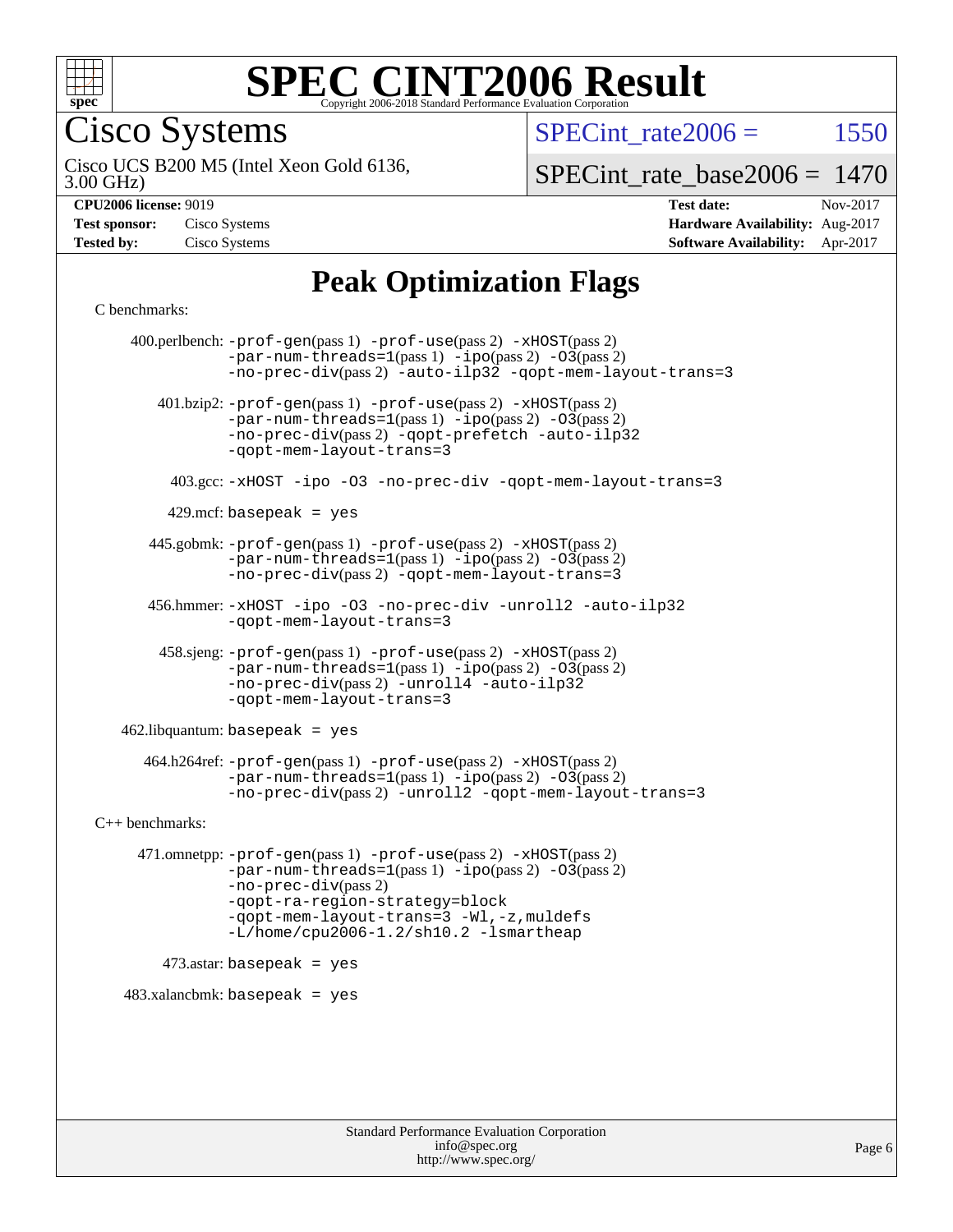# SPEC CINT2006 Result

Copyright 2006-2018 Standard Performance Evaluation Corporation

**Cisco Systems**

Cisco UCS B200 M5 (Intel Xeon Gold 6136, 3.00 GHz)

SPECint_rate2006 = 1550

SPECint_rate_base2006 = 1470

**CPU2006 license:** 9019
**Test sponsor:** Cisco Systems
**Tested by:** Cisco Systems

**Test date:** Nov-2017
**Hardware Availability:** Aug-2017
**Software Availability:** Apr-2017

## Peak Optimization Flags

C benchmarks:

400.perlbench: -prof-gen(pass 1) -prof-use(pass 2) -xHOST(pass 2) -par-num-threads=1(pass 1) -ipo(pass 2) -O3(pass 2) -no-prec-div(pass 2) -auto-ilp32 -qopt-mem-layout-trans=3

401.bzip2: -prof-gen(pass 1) -prof-use(pass 2) -xHOST(pass 2) -par-num-threads=1(pass 1) -ipo(pass 2) -O3(pass 2) -no-prec-div(pass 2) -qopt-prefetch -auto-ilp32 -qopt-mem-layout-trans=3

403.gcc: -xHOST -ipo -O3 -no-prec-div -qopt-mem-layout-trans=3

429.mcf: basepeak = yes

445.gobmk: -prof-gen(pass 1) -prof-use(pass 2) -xHOST(pass 2) -par-num-threads=1(pass 1) -ipo(pass 2) -O3(pass 2) -no-prec-div(pass 2) -qopt-mem-layout-trans=3

456.hmmer: -xHOST -ipo -O3 -no-prec-div -unroll2 -auto-ilp32 -qopt-mem-layout-trans=3

458.sjeng: -prof-gen(pass 1) -prof-use(pass 2) -xHOST(pass 2) -par-num-threads=1(pass 1) -ipo(pass 2) -O3(pass 2) -no-prec-div(pass 2) -unroll4 -auto-ilp32 -qopt-mem-layout-trans=3

462.libquantum: basepeak = yes

464.h264ref: -prof-gen(pass 1) -prof-use(pass 2) -xHOST(pass 2) -par-num-threads=1(pass 1) -ipo(pass 2) -O3(pass 2) -no-prec-div(pass 2) -unroll2 -qopt-mem-layout-trans=3

C++ benchmarks:

471.omnetpp: -prof-gen(pass 1) -prof-use(pass 2) -xHOST(pass 2) -par-num-threads=1(pass 1) -ipo(pass 2) -O3(pass 2) -no-prec-div(pass 2) -qopt-ra-region-strategy=block -qopt-mem-layout-trans=3 -Wl,-z,muldefs -L/home/cpu2006-1.2/sh10.2 -lsmartheap

473.astar: basepeak = yes

483.xalancbmk: basepeak = yes

Standard Performance Evaluation Corporation
info@spec.org
http://www.spec.org/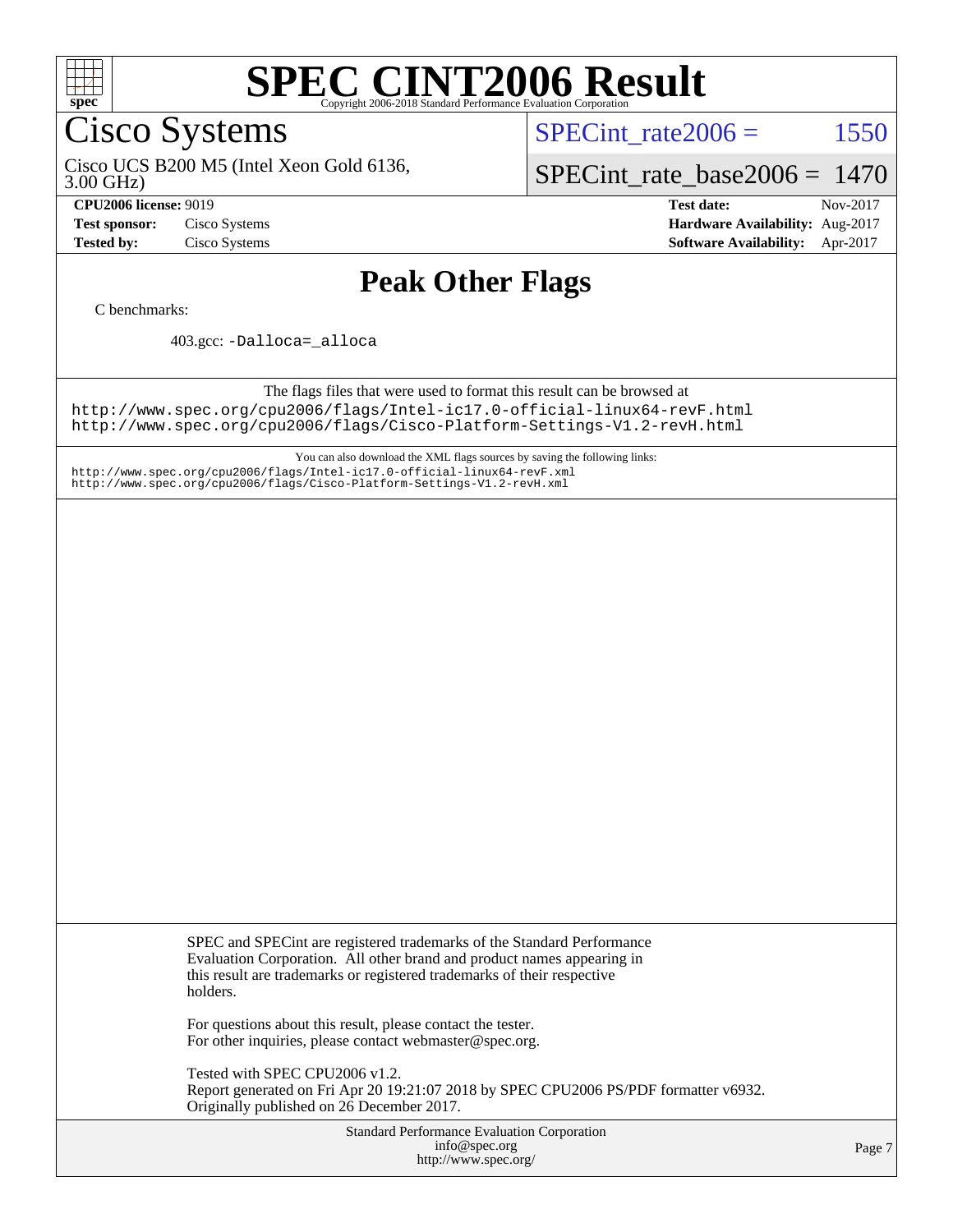# SPEC CINT2006 Result

Copyright 2006-2018 Standard Performance Evaluation Corporation

## Cisco Systems

Cisco UCS B200 M5 (Intel Xeon Gold 6136, 3.00 GHz)

SPECint_rate2006 = 1550

SPECint_rate_base2006 = 1470

**CPU2006 license:** 9019
**Test sponsor:** Cisco Systems
**Tested by:** Cisco Systems

**Test date:** Nov-2017
**Hardware Availability:** Aug-2017
**Software Availability:** Apr-2017

## Peak Other Flags

C benchmarks:

403.gcc: -Dalloca=_alloca

The flags files that were used to format this result can be browsed at
http://www.spec.org/cpu2006/flags/Intel-ic17.0-official-linux64-revF.html
http://www.spec.org/cpu2006/flags/Cisco-Platform-Settings-V1.2-revH.html

You can also download the XML flags sources by saving the following links:
http://www.spec.org/cpu2006/flags/Intel-ic17.0-official-linux64-revF.xml
http://www.spec.org/cpu2006/flags/Cisco-Platform-Settings-V1.2-revH.xml

SPEC and SPECint are registered trademarks of the Standard Performance Evaluation Corporation. All other brand and product names appearing in this result are trademarks or registered trademarks of their respective holders.

For questions about this result, please contact the tester.
For other inquiries, please contact webmaster@spec.org.

Tested with SPEC CPU2006 v1.2.
Report generated on Fri Apr 20 19:21:07 2018 by SPEC CPU2006 PS/PDF formatter v6932.
Originally published on 26 December 2017.

Standard Performance Evaluation Corporation
info@spec.org
http://www.spec.org/